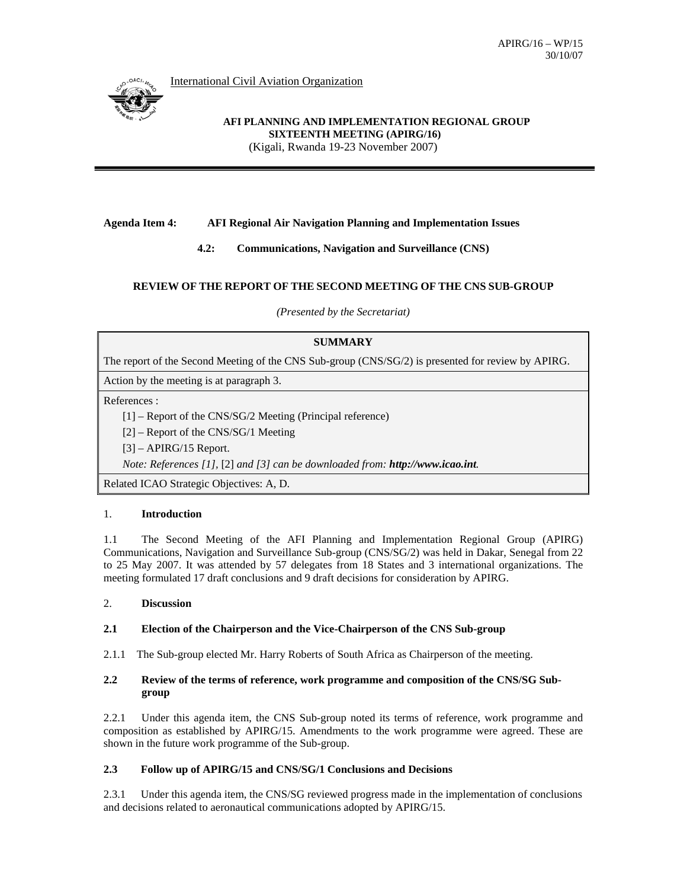APIRG/16 – WP/15
30/10/07

International Civil Aviation Organization

**AFI PLANNING AND IMPLEMENTATION REGIONAL GROUP**
**SIXTEENTH MEETING (APIRG/16)**
(Kigali, Rwanda 19-23 November 2007)

**Agenda Item 4: AFI Regional Air Navigation Planning and Implementation Issues**

**4.2: Communications, Navigation and Surveillance (CNS)**

## REVIEW OF THE REPORT OF THE SECOND MEETING OF THE CNS SUB-GROUP

*(Presented by the Secretariat)*

| **SUMMARY** |
|---|
| The report of the Second Meeting of the CNS Sub-group (CNS/SG/2) is presented for review by APIRG. |
| Action by the meeting is at paragraph 3. |
| References :<br>[1] – Report of the CNS/SG/2 Meeting (Principal reference)<br>[2] – Report of the CNS/SG/1 Meeting<br>[3] – APIRG/15 Report.<br>*Note: References [1],* [2] *and [3] can be downloaded from:* ***http://www.icao.int****.* |
| Related ICAO Strategic Objectives: A, D. |

## 1. Introduction

1.1 The Second Meeting of the AFI Planning and Implementation Regional Group (APIRG) Communications, Navigation and Surveillance Sub-group (CNS/SG/2) was held in Dakar, Senegal from 22 to 25 May 2007. It was attended by 57 delegates from 18 States and 3 international organizations. The meeting formulated 17 draft conclusions and 9 draft decisions for consideration by APIRG.

## 2. Discussion

### 2.1 Election of the Chairperson and the Vice-Chairperson of the CNS Sub-group

2.1.1 The Sub-group elected Mr. Harry Roberts of South Africa as Chairperson of the meeting.

### 2.2 Review of the terms of reference, work programme and composition of the CNS/SG Sub-group

2.2.1 Under this agenda item, the CNS Sub-group noted its terms of reference, work programme and composition as established by APIRG/15. Amendments to the work programme were agreed. These are shown in the future work programme of the Sub-group.

### 2.3 Follow up of APIRG/15 and CNS/SG/1 Conclusions and Decisions

2.3.1 Under this agenda item, the CNS/SG reviewed progress made in the implementation of conclusions and decisions related to aeronautical communications adopted by APIRG/15.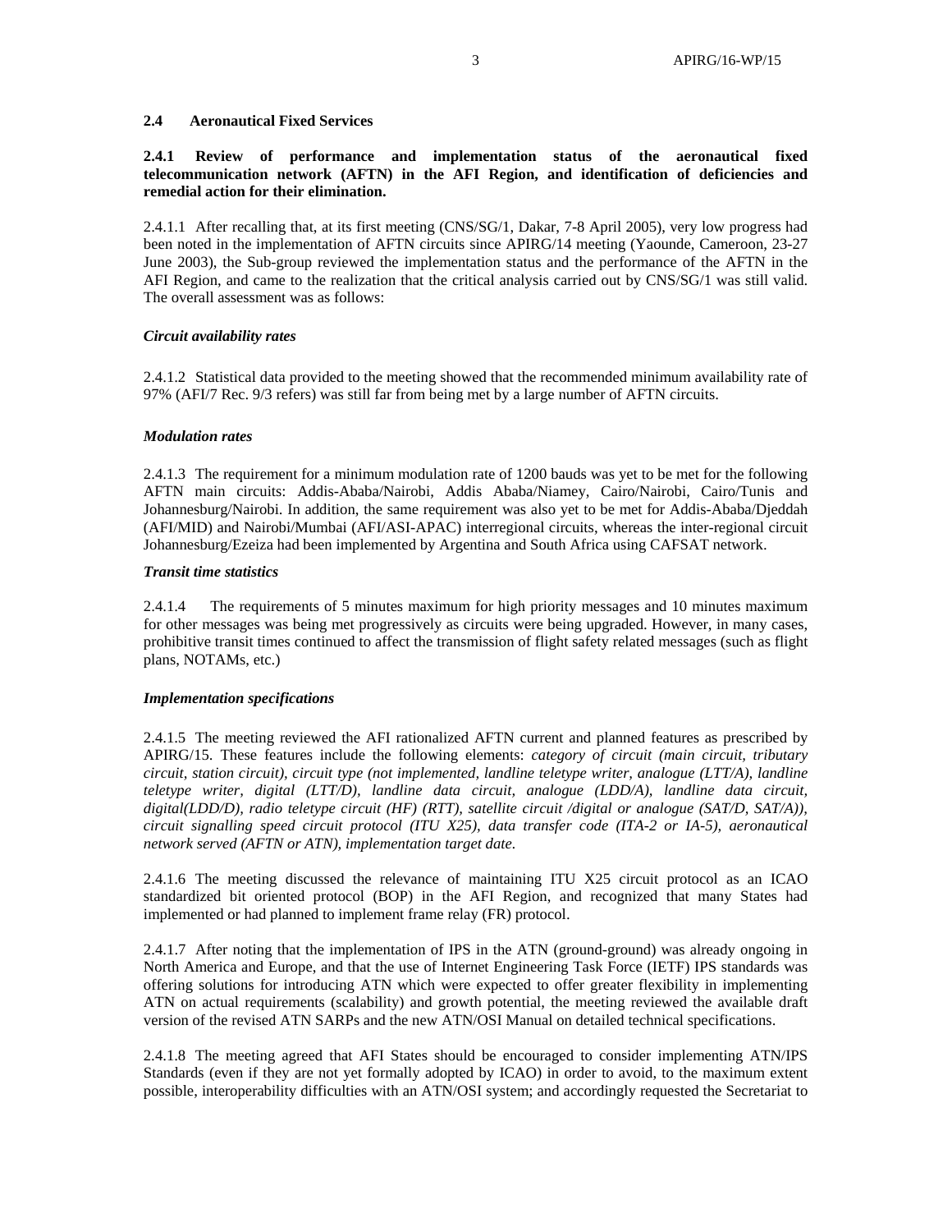## 2.4 Aeronautical Fixed Services

### 2.4.1 Review of performance and implementation status of the aeronautical fixed telecommunication network (AFTN) in the AFI Region, and identification of deficiencies and remedial action for their elimination.

2.4.1.1 After recalling that, at its first meeting (CNS/SG/1, Dakar, 7-8 April 2005), very low progress had been noted in the implementation of AFTN circuits since APIRG/14 meeting (Yaounde, Cameroon, 23-27 June 2003), the Sub-group reviewed the implementation status and the performance of the AFTN in the AFI Region, and came to the realization that the critical analysis carried out by CNS/SG/1 was still valid. The overall assessment was as follows:

***Circuit availability rates***

2.4.1.2 Statistical data provided to the meeting showed that the recommended minimum availability rate of 97% (AFI/7 Rec. 9/3 refers) was still far from being met by a large number of AFTN circuits.

***Modulation rates***

2.4.1.3 The requirement for a minimum modulation rate of 1200 bauds was yet to be met for the following AFTN main circuits: Addis-Ababa/Nairobi, Addis Ababa/Niamey, Cairo/Nairobi, Cairo/Tunis and Johannesburg/Nairobi. In addition, the same requirement was also yet to be met for Addis-Ababa/Djeddah (AFI/MID) and Nairobi/Mumbai (AFI/ASI-APAC) interregional circuits, whereas the inter-regional circuit Johannesburg/Ezeiza had been implemented by Argentina and South Africa using CAFSAT network.

***Transit time statistics***

2.4.1.4 The requirements of 5 minutes maximum for high priority messages and 10 minutes maximum for other messages was being met progressively as circuits were being upgraded. However, in many cases, prohibitive transit times continued to affect the transmission of flight safety related messages (such as flight plans, NOTAMs, etc.)

***Implementation specifications***

2.4.1.5 The meeting reviewed the AFI rationalized AFTN current and planned features as prescribed by APIRG/15. These features include the following elements: *category of circuit (main circuit, tributary circuit, station circuit), circuit type (not implemented, landline teletype writer, analogue (LTT/A), landline teletype writer, digital (LTT/D), landline data circuit, analogue (LDD/A), landline data circuit, digital(LDD/D), radio teletype circuit (HF) (RTT), satellite circuit /digital or analogue (SAT/D, SAT/A)), circuit signalling speed circuit protocol (ITU X25), data transfer code (ITA-2 or IA-5), aeronautical network served (AFTN or ATN), implementation target date.*

2.4.1.6 The meeting discussed the relevance of maintaining ITU X25 circuit protocol as an ICAO standardized bit oriented protocol (BOP) in the AFI Region, and recognized that many States had implemented or had planned to implement frame relay (FR) protocol.

2.4.1.7 After noting that the implementation of IPS in the ATN (ground-ground) was already ongoing in North America and Europe, and that the use of Internet Engineering Task Force (IETF) IPS standards was offering solutions for introducing ATN which were expected to offer greater flexibility in implementing ATN on actual requirements (scalability) and growth potential, the meeting reviewed the available draft version of the revised ATN SARPs and the new ATN/OSI Manual on detailed technical specifications.

2.4.1.8 The meeting agreed that AFI States should be encouraged to consider implementing ATN/IPS Standards (even if they are not yet formally adopted by ICAO) in order to avoid, to the maximum extent possible, interoperability difficulties with an ATN/OSI system; and accordingly requested the Secretariat to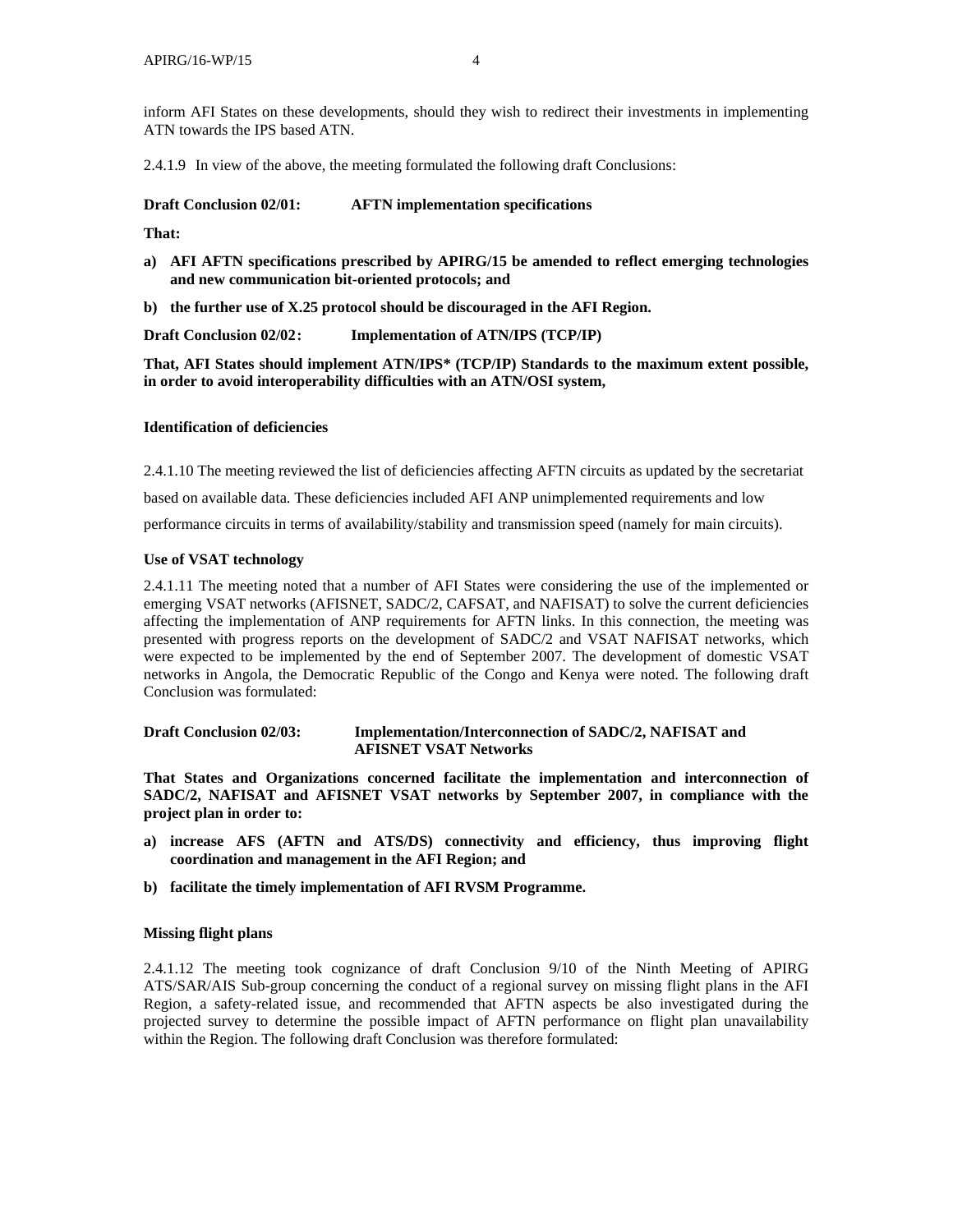inform AFI States on these developments, should they wish to redirect their investments in implementing ATN towards the IPS based ATN.

2.4.1.9 In view of the above, the meeting formulated the following draft Conclusions:

**Draft Conclusion 02/01: AFTN implementation specifications**

**That:**

- **a) AFI AFTN specifications prescribed by APIRG/15 be amended to reflect emerging technologies and new communication bit-oriented protocols; and**
- **b) the further use of X.25 protocol should be discouraged in the AFI Region.**

**Draft Conclusion 02/02: Implementation of ATN/IPS (TCP/IP)**

**That, AFI States should implement ATN/IPS* (TCP/IP) Standards to the maximum extent possible, in order to avoid interoperability difficulties with an ATN/OSI system,**

**Identification of deficiencies**

2.4.1.10 The meeting reviewed the list of deficiencies affecting AFTN circuits as updated by the secretariat based on available data. These deficiencies included AFI ANP unimplemented requirements and low performance circuits in terms of availability/stability and transmission speed (namely for main circuits).

**Use of VSAT technology**

2.4.1.11 The meeting noted that a number of AFI States were considering the use of the implemented or emerging VSAT networks (AFISNET, SADC/2, CAFSAT, and NAFISAT) to solve the current deficiencies affecting the implementation of ANP requirements for AFTN links. In this connection, the meeting was presented with progress reports on the development of SADC/2 and VSAT NAFISAT networks, which were expected to be implemented by the end of September 2007. The development of domestic VSAT networks in Angola, the Democratic Republic of the Congo and Kenya were noted. The following draft Conclusion was formulated:

**Draft Conclusion 02/03: Implementation/Interconnection of SADC/2, NAFISAT and AFISNET VSAT Networks**

**That States and Organizations concerned facilitate the implementation and interconnection of SADC/2, NAFISAT and AFISNET VSAT networks by September 2007, in compliance with the project plan in order to:**

- **a) increase AFS (AFTN and ATS/DS) connectivity and efficiency, thus improving flight coordination and management in the AFI Region; and**
- **b) facilitate the timely implementation of AFI RVSM Programme.**

**Missing flight plans**

2.4.1.12 The meeting took cognizance of draft Conclusion 9/10 of the Ninth Meeting of APIRG ATS/SAR/AIS Sub-group concerning the conduct of a regional survey on missing flight plans in the AFI Region, a safety-related issue, and recommended that AFTN aspects be also investigated during the projected survey to determine the possible impact of AFTN performance on flight plan unavailability within the Region. The following draft Conclusion was therefore formulated: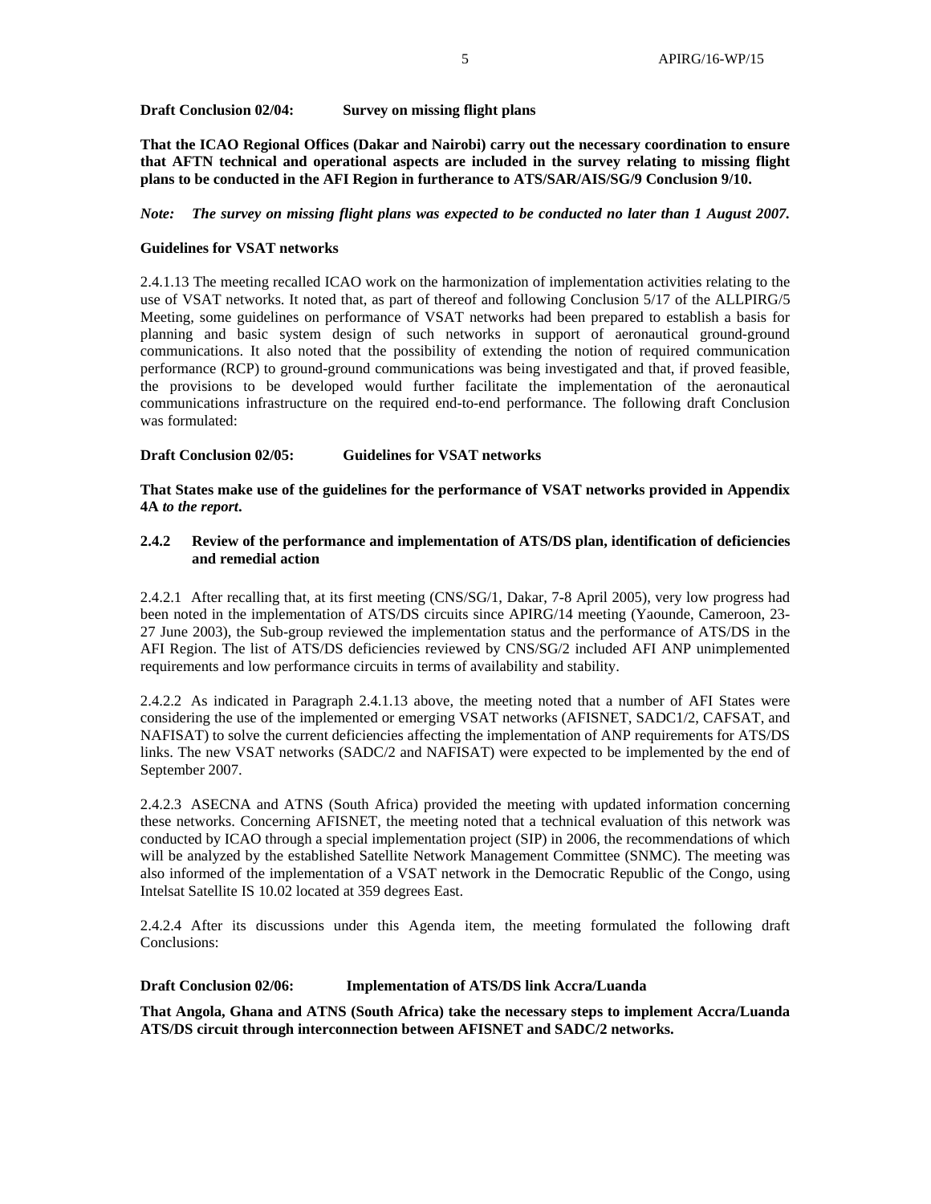**Draft Conclusion 02/04: Survey on missing flight plans**

**That the ICAO Regional Offices (Dakar and Nairobi) carry out the necessary coordination to ensure that AFTN technical and operational aspects are included in the survey relating to missing flight plans to be conducted in the AFI Region in furtherance to ATS/SAR/AIS/SG/9 Conclusion 9/10.**

***Note: The survey on missing flight plans was expected to be conducted no later than 1 August 2007.***

**Guidelines for VSAT networks**

2.4.1.13 The meeting recalled ICAO work on the harmonization of implementation activities relating to the use of VSAT networks. It noted that, as part of thereof and following Conclusion 5/17 of the ALLPIRG/5 Meeting, some guidelines on performance of VSAT networks had been prepared to establish a basis for planning and basic system design of such networks in support of aeronautical ground-ground communications. It also noted that the possibility of extending the notion of required communication performance (RCP) to ground-ground communications was being investigated and that, if proved feasible, the provisions to be developed would further facilitate the implementation of the aeronautical communications infrastructure on the required end-to-end performance. The following draft Conclusion was formulated:

**Draft Conclusion 02/05: Guidelines for VSAT networks**

**That States make use of the guidelines for the performance of VSAT networks provided in Appendix 4A *to the report*.**

**2.4.2 Review of the performance and implementation of ATS/DS plan, identification of deficiencies and remedial action**

2.4.2.1 After recalling that, at its first meeting (CNS/SG/1, Dakar, 7-8 April 2005), very low progress had been noted in the implementation of ATS/DS circuits since APIRG/14 meeting (Yaounde, Cameroon, 23-27 June 2003), the Sub-group reviewed the implementation status and the performance of ATS/DS in the AFI Region. The list of ATS/DS deficiencies reviewed by CNS/SG/2 included AFI ANP unimplemented requirements and low performance circuits in terms of availability and stability.

2.4.2.2 As indicated in Paragraph 2.4.1.13 above, the meeting noted that a number of AFI States were considering the use of the implemented or emerging VSAT networks (AFISNET, SADC1/2, CAFSAT, and NAFISAT) to solve the current deficiencies affecting the implementation of ANP requirements for ATS/DS links. The new VSAT networks (SADC/2 and NAFISAT) were expected to be implemented by the end of September 2007.

2.4.2.3 ASECNA and ATNS (South Africa) provided the meeting with updated information concerning these networks. Concerning AFISNET, the meeting noted that a technical evaluation of this network was conducted by ICAO through a special implementation project (SIP) in 2006, the recommendations of which will be analyzed by the established Satellite Network Management Committee (SNMC). The meeting was also informed of the implementation of a VSAT network in the Democratic Republic of the Congo, using Intelsat Satellite IS 10.02 located at 359 degrees East.

2.4.2.4 After its discussions under this Agenda item, the meeting formulated the following draft Conclusions:

**Draft Conclusion 02/06: Implementation of ATS/DS link Accra/Luanda**

**That Angola, Ghana and ATNS (South Africa) take the necessary steps to implement Accra/Luanda ATS/DS circuit through interconnection between AFISNET and SADC/2 networks.**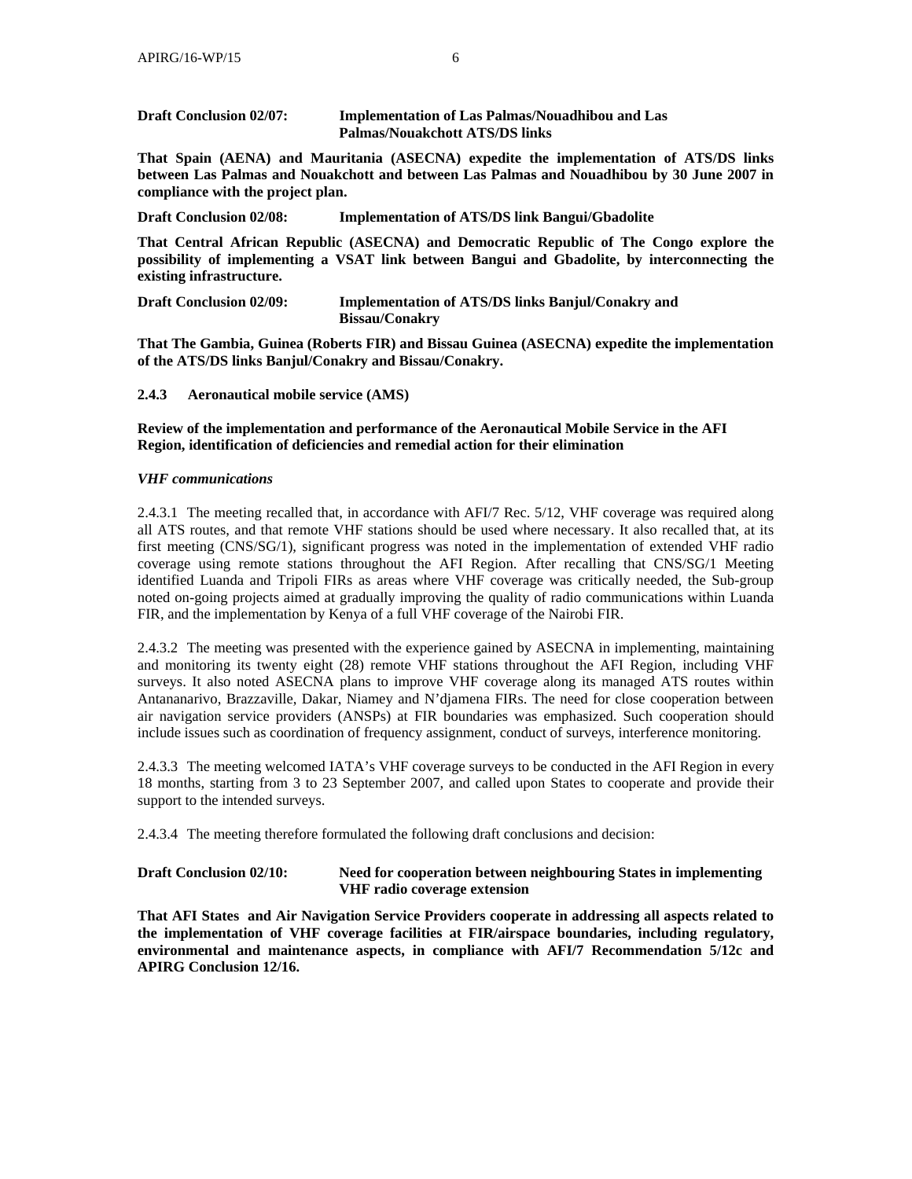**Draft Conclusion 02/07: Implementation of Las Palmas/Nouadhibou and Las Palmas/Nouakchott ATS/DS links**

**That Spain (AENA) and Mauritania (ASECNA) expedite the implementation of ATS/DS links between Las Palmas and Nouakchott and between Las Palmas and Nouadhibou by 30 June 2007 in compliance with the project plan.**

**Draft Conclusion 02/08: Implementation of ATS/DS link Bangui/Gbadolite**

**That Central African Republic (ASECNA) and Democratic Republic of The Congo explore the possibility of implementing a VSAT link between Bangui and Gbadolite, by interconnecting the existing infrastructure.**

**Draft Conclusion 02/09: Implementation of ATS/DS links Banjul/Conakry and Bissau/Conakry**

**That The Gambia, Guinea (Roberts FIR) and Bissau Guinea (ASECNA) expedite the implementation of the ATS/DS links Banjul/Conakry and Bissau/Conakry.**

**2.4.3 Aeronautical mobile service (AMS)**

**Review of the implementation and performance of the Aeronautical Mobile Service in the AFI Region, identification of deficiencies and remedial action for their elimination**

***VHF communications***

2.4.3.1 The meeting recalled that, in accordance with AFI/7 Rec. 5/12, VHF coverage was required along all ATS routes, and that remote VHF stations should be used where necessary. It also recalled that, at its first meeting (CNS/SG/1), significant progress was noted in the implementation of extended VHF radio coverage using remote stations throughout the AFI Region. After recalling that CNS/SG/1 Meeting identified Luanda and Tripoli FIRs as areas where VHF coverage was critically needed, the Sub-group noted on-going projects aimed at gradually improving the quality of radio communications within Luanda FIR, and the implementation by Kenya of a full VHF coverage of the Nairobi FIR.

2.4.3.2 The meeting was presented with the experience gained by ASECNA in implementing, maintaining and monitoring its twenty eight (28) remote VHF stations throughout the AFI Region, including VHF surveys. It also noted ASECNA plans to improve VHF coverage along its managed ATS routes within Antananarivo, Brazzaville, Dakar, Niamey and N'djamena FIRs. The need for close cooperation between air navigation service providers (ANSPs) at FIR boundaries was emphasized. Such cooperation should include issues such as coordination of frequency assignment, conduct of surveys, interference monitoring.

2.4.3.3 The meeting welcomed IATA's VHF coverage surveys to be conducted in the AFI Region in every 18 months, starting from 3 to 23 September 2007, and called upon States to cooperate and provide their support to the intended surveys.

2.4.3.4 The meeting therefore formulated the following draft conclusions and decision:

**Draft Conclusion 02/10: Need for cooperation between neighbouring States in implementing VHF radio coverage extension**

**That AFI States and Air Navigation Service Providers cooperate in addressing all aspects related to the implementation of VHF coverage facilities at FIR/airspace boundaries, including regulatory, environmental and maintenance aspects, in compliance with AFI/7 Recommendation 5/12c and APIRG Conclusion 12/16.**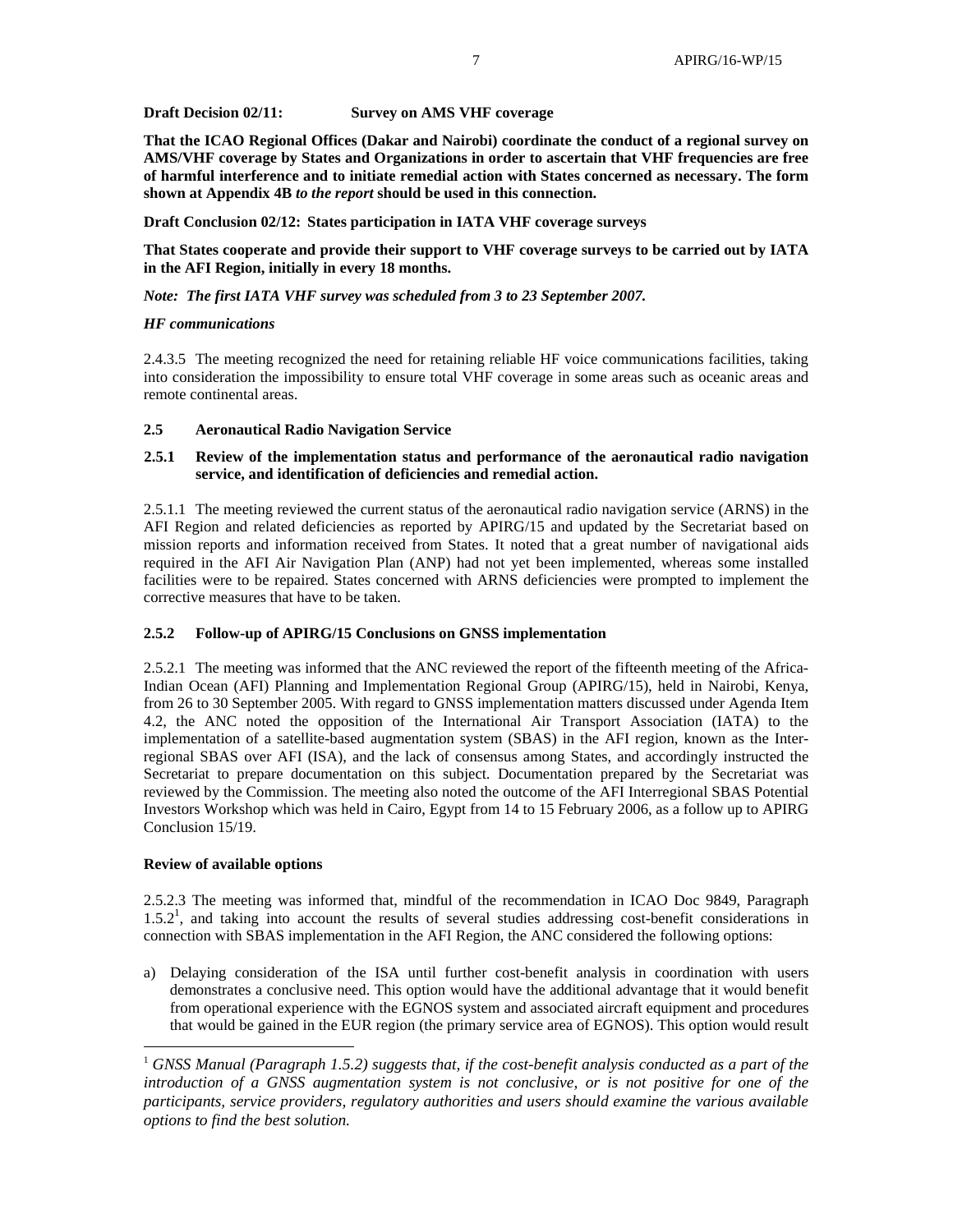**Draft Decision 02/11: Survey on AMS VHF coverage**

**That the ICAO Regional Offices (Dakar and Nairobi) coordinate the conduct of a regional survey on AMS/VHF coverage by States and Organizations in order to ascertain that VHF frequencies are free of harmful interference and to initiate remedial action with States concerned as necessary. The form shown at Appendix 4B *to the report* should be used in this connection.**

**Draft Conclusion 02/12: States participation in IATA VHF coverage surveys**

**That States cooperate and provide their support to VHF coverage surveys to be carried out by IATA in the AFI Region, initially in every 18 months.**

***Note: The first IATA VHF survey was scheduled from 3 to 23 September 2007.***

*HF communications*

2.4.3.5 The meeting recognized the need for retaining reliable HF voice communications facilities, taking into consideration the impossibility to ensure total VHF coverage in some areas such as oceanic areas and remote continental areas.

### 2.5 Aeronautical Radio Navigation Service

#### 2.5.1 Review of the implementation status and performance of the aeronautical radio navigation service, and identification of deficiencies and remedial action.

2.5.1.1 The meeting reviewed the current status of the aeronautical radio navigation service (ARNS) in the AFI Region and related deficiencies as reported by APIRG/15 and updated by the Secretariat based on mission reports and information received from States. It noted that a great number of navigational aids required in the AFI Air Navigation Plan (ANP) had not yet been implemented, whereas some installed facilities were to be repaired. States concerned with ARNS deficiencies were prompted to implement the corrective measures that have to be taken.

#### 2.5.2 Follow-up of APIRG/15 Conclusions on GNSS implementation

2.5.2.1 The meeting was informed that the ANC reviewed the report of the fifteenth meeting of the Africa-Indian Ocean (AFI) Planning and Implementation Regional Group (APIRG/15), held in Nairobi, Kenya, from 26 to 30 September 2005. With regard to GNSS implementation matters discussed under Agenda Item 4.2, the ANC noted the opposition of the International Air Transport Association (IATA) to the implementation of a satellite-based augmentation system (SBAS) in the AFI region, known as the Inter-regional SBAS over AFI (ISA), and the lack of consensus among States, and accordingly instructed the Secretariat to prepare documentation on this subject. Documentation prepared by the Secretariat was reviewed by the Commission. The meeting also noted the outcome of the AFI Interregional SBAS Potential Investors Workshop which was held in Cairo, Egypt from 14 to 15 February 2006, as a follow up to APIRG Conclusion 15/19.

**Review of available options**

2.5.2.3 The meeting was informed that, mindful of the recommendation in ICAO Doc 9849, Paragraph 1.5.2[1], and taking into account the results of several studies addressing cost-benefit considerations in connection with SBAS implementation in the AFI Region, the ANC considered the following options:

a) Delaying consideration of the ISA until further cost-benefit analysis in coordination with users demonstrates a conclusive need. This option would have the additional advantage that it would benefit from operational experience with the EGNOS system and associated aircraft equipment and procedures that would be gained in the EUR region (the primary service area of EGNOS). This option would result

[1] *GNSS Manual (Paragraph 1.5.2) suggests that, if the cost-benefit analysis conducted as a part of the introduction of a GNSS augmentation system is not conclusive, or is not positive for one of the participants, service providers, regulatory authorities and users should examine the various available options to find the best solution.*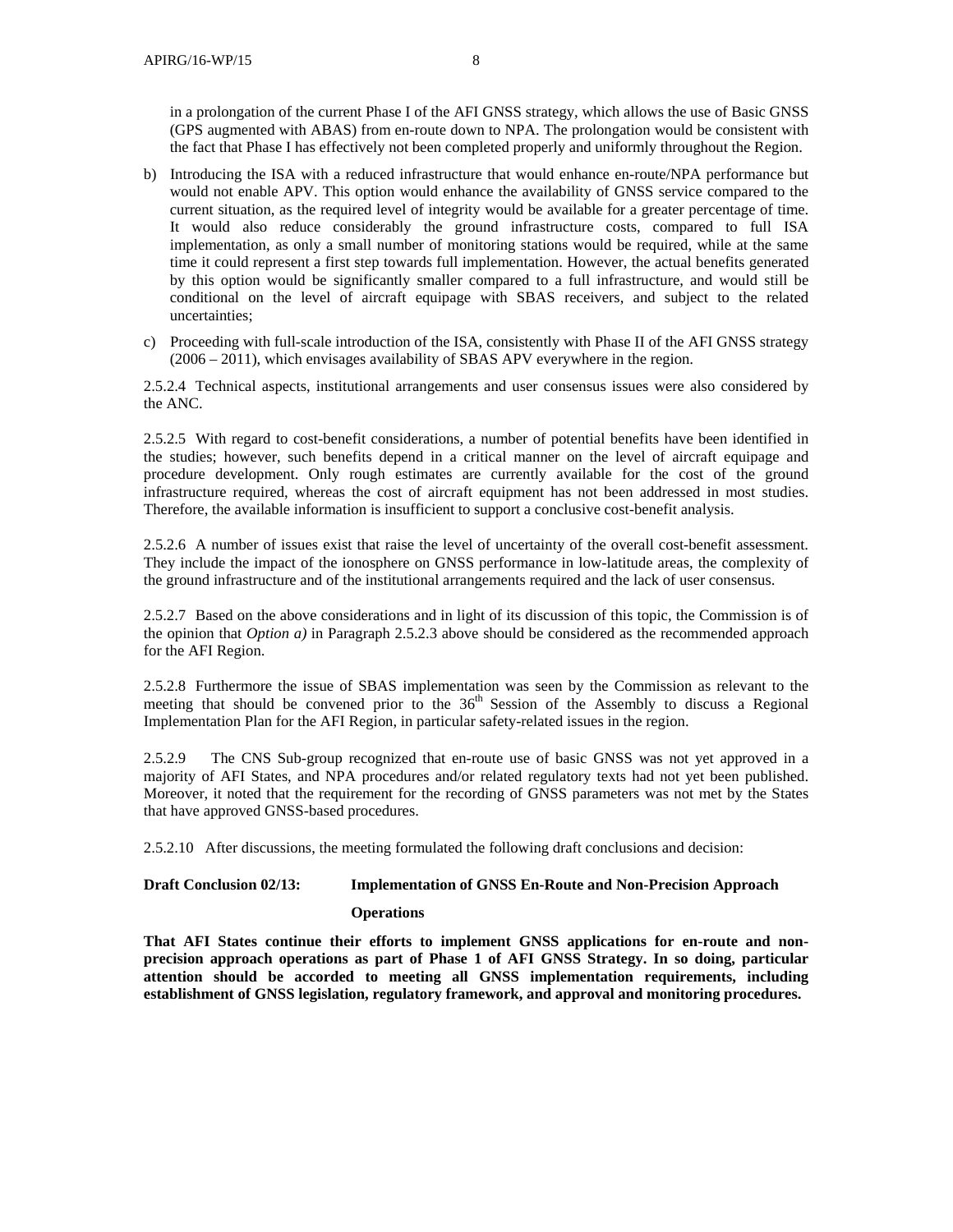in a prolongation of the current Phase I of the AFI GNSS strategy, which allows the use of Basic GNSS (GPS augmented with ABAS) from en-route down to NPA. The prolongation would be consistent with the fact that Phase I has effectively not been completed properly and uniformly throughout the Region.

b) Introducing the ISA with a reduced infrastructure that would enhance en-route/NPA performance but would not enable APV. This option would enhance the availability of GNSS service compared to the current situation, as the required level of integrity would be available for a greater percentage of time. It would also reduce considerably the ground infrastructure costs, compared to full ISA implementation, as only a small number of monitoring stations would be required, while at the same time it could represent a first step towards full implementation. However, the actual benefits generated by this option would be significantly smaller compared to a full infrastructure, and would still be conditional on the level of aircraft equipage with SBAS receivers, and subject to the related uncertainties;

c) Proceeding with full-scale introduction of the ISA, consistently with Phase II of the AFI GNSS strategy (2006 – 2011), which envisages availability of SBAS APV everywhere in the region.

2.5.2.4 Technical aspects, institutional arrangements and user consensus issues were also considered by the ANC.

2.5.2.5 With regard to cost-benefit considerations, a number of potential benefits have been identified in the studies; however, such benefits depend in a critical manner on the level of aircraft equipage and procedure development. Only rough estimates are currently available for the cost of the ground infrastructure required, whereas the cost of aircraft equipment has not been addressed in most studies. Therefore, the available information is insufficient to support a conclusive cost-benefit analysis.

2.5.2.6 A number of issues exist that raise the level of uncertainty of the overall cost-benefit assessment. They include the impact of the ionosphere on GNSS performance in low-latitude areas, the complexity of the ground infrastructure and of the institutional arrangements required and the lack of user consensus.

2.5.2.7 Based on the above considerations and in light of its discussion of this topic, the Commission is of the opinion that *Option a)* in Paragraph 2.5.2.3 above should be considered as the recommended approach for the AFI Region.

2.5.2.8 Furthermore the issue of SBAS implementation was seen by the Commission as relevant to the meeting that should be convened prior to the 36th Session of the Assembly to discuss a Regional Implementation Plan for the AFI Region, in particular safety-related issues in the region.

2.5.2.9 The CNS Sub-group recognized that en-route use of basic GNSS was not yet approved in a majority of AFI States, and NPA procedures and/or related regulatory texts had not yet been published. Moreover, it noted that the requirement for the recording of GNSS parameters was not met by the States that have approved GNSS-based procedures.

2.5.2.10 After discussions, the meeting formulated the following draft conclusions and decision:

**Draft Conclusion 02/13: Implementation of GNSS En-Route and Non-Precision Approach Operations**

**That AFI States continue their efforts to implement GNSS applications for en-route and non-precision approach operations as part of Phase 1 of AFI GNSS Strategy. In so doing, particular attention should be accorded to meeting all GNSS implementation requirements, including establishment of GNSS legislation, regulatory framework, and approval and monitoring procedures.**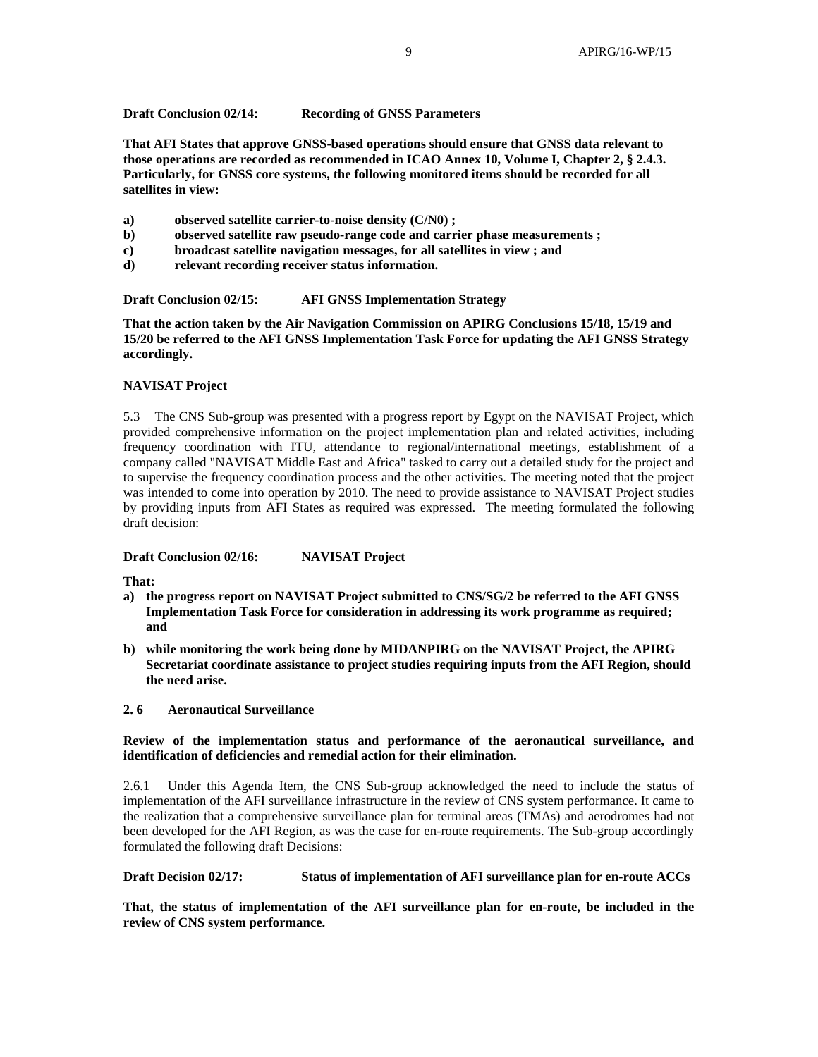**Draft Conclusion 02/14: Recording of GNSS Parameters**

**That AFI States that approve GNSS-based operations should ensure that GNSS data relevant to those operations are recorded as recommended in ICAO Annex 10, Volume I, Chapter 2, § 2.4.3. Particularly, for GNSS core systems, the following monitored items should be recorded for all satellites in view:**

**a) observed satellite carrier-to-noise density (C/N0) ;**
**b) observed satellite raw pseudo-range code and carrier phase measurements ;**
**c) broadcast satellite navigation messages, for all satellites in view ; and**
**d) relevant recording receiver status information.**

**Draft Conclusion 02/15: AFI GNSS Implementation Strategy**

**That the action taken by the Air Navigation Commission on APIRG Conclusions 15/18, 15/19 and 15/20 be referred to the AFI GNSS Implementation Task Force for updating the AFI GNSS Strategy accordingly.**

**NAVISAT Project**

5.3 The CNS Sub-group was presented with a progress report by Egypt on the NAVISAT Project, which provided comprehensive information on the project implementation plan and related activities, including frequency coordination with ITU, attendance to regional/international meetings, establishment of a company called "NAVISAT Middle East and Africa" tasked to carry out a detailed study for the project and to supervise the frequency coordination process and the other activities. The meeting noted that the project was intended to come into operation by 2010. The need to provide assistance to NAVISAT Project studies by providing inputs from AFI States as required was expressed. The meeting formulated the following draft decision:

**Draft Conclusion 02/16: NAVISAT Project**

**That:**

**a) the progress report on NAVISAT Project submitted to CNS/SG/2 be referred to the AFI GNSS Implementation Task Force for consideration in addressing its work programme as required; and**

**b) while monitoring the work being done by MIDANPIRG on the NAVISAT Project, the APIRG Secretariat coordinate assistance to project studies requiring inputs from the AFI Region, should the need arise.**

**2. 6 Aeronautical Surveillance**

**Review of the implementation status and performance of the aeronautical surveillance, and identification of deficiencies and remedial action for their elimination.**

2.6.1 Under this Agenda Item, the CNS Sub-group acknowledged the need to include the status of implementation of the AFI surveillance infrastructure in the review of CNS system performance. It came to the realization that a comprehensive surveillance plan for terminal areas (TMAs) and aerodromes had not been developed for the AFI Region, as was the case for en-route requirements. The Sub-group accordingly formulated the following draft Decisions:

**Draft Decision 02/17: Status of implementation of AFI surveillance plan for en-route ACCs**

**That, the status of implementation of the AFI surveillance plan for en-route, be included in the review of CNS system performance.**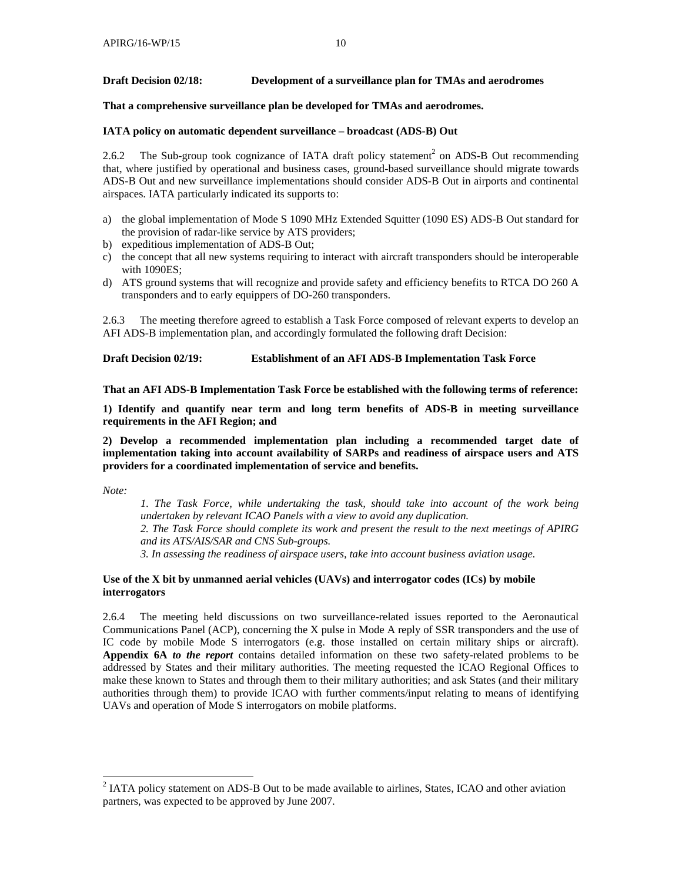**Draft Decision 02/18: Development of a surveillance plan for TMAs and aerodromes**

**That a comprehensive surveillance plan be developed for TMAs and aerodromes.**

**IATA policy on automatic dependent surveillance – broadcast (ADS-B) Out**

2.6.2 The Sub-group took cognizance of IATA draft policy statement[2] on ADS-B Out recommending that, where justified by operational and business cases, ground-based surveillance should migrate towards ADS-B Out and new surveillance implementations should consider ADS-B Out in airports and continental airspaces. IATA particularly indicated its supports to:

a) the global implementation of Mode S 1090 MHz Extended Squitter (1090 ES) ADS-B Out standard for the provision of radar-like service by ATS providers;
b) expeditious implementation of ADS-B Out;
c) the concept that all new systems requiring to interact with aircraft transponders should be interoperable with 1090ES;
d) ATS ground systems that will recognize and provide safety and efficiency benefits to RTCA DO 260 A transponders and to early equippers of DO-260 transponders.

2.6.3 The meeting therefore agreed to establish a Task Force composed of relevant experts to develop an AFI ADS-B implementation plan, and accordingly formulated the following draft Decision:

**Draft Decision 02/19: Establishment of an AFI ADS-B Implementation Task Force**

**That an AFI ADS-B Implementation Task Force be established with the following terms of reference:**

**1) Identify and quantify near term and long term benefits of ADS-B in meeting surveillance requirements in the AFI Region; and**

**2) Develop a recommended implementation plan including a recommended target date of implementation taking into account availability of SARPs and readiness of airspace users and ATS providers for a coordinated implementation of service and benefits.**

*Note:*

*1. The Task Force, while undertaking the task, should take into account of the work being undertaken by relevant ICAO Panels with a view to avoid any duplication.*
*2. The Task Force should complete its work and present the result to the next meetings of APIRG and its ATS/AIS/SAR and CNS Sub-groups.*
*3. In assessing the readiness of airspace users, take into account business aviation usage.*

**Use of the X bit by unmanned aerial vehicles (UAVs) and interrogator codes (ICs) by mobile interrogators**

2.6.4 The meeting held discussions on two surveillance-related issues reported to the Aeronautical Communications Panel (ACP), concerning the X pulse in Mode A reply of SSR transponders and the use of IC code by mobile Mode S interrogators (e.g. those installed on certain military ships or aircraft). **Appendix 6A** ***to the report*** contains detailed information on these two safety-related problems to be addressed by States and their military authorities. The meeting requested the ICAO Regional Offices to make these known to States and through them to their military authorities; and ask States (and their military authorities through them) to provide ICAO with further comments/input relating to means of identifying UAVs and operation of Mode S interrogators on mobile platforms.

---

[2] IATA policy statement on ADS-B Out to be made available to airlines, States, ICAO and other aviation partners, was expected to be approved by June 2007.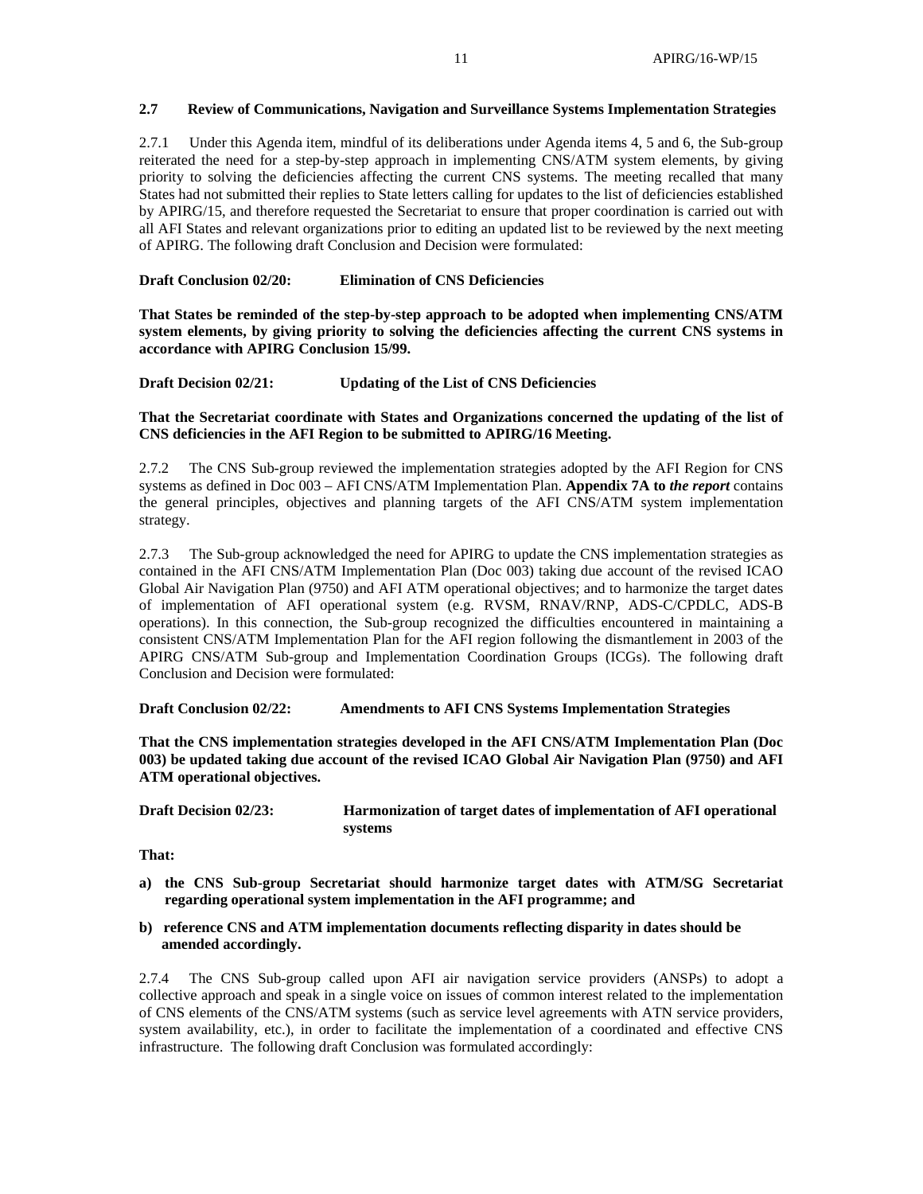### 2.7 Review of Communications, Navigation and Surveillance Systems Implementation Strategies

2.7.1 Under this Agenda item, mindful of its deliberations under Agenda items 4, 5 and 6, the Sub-group reiterated the need for a step-by-step approach in implementing CNS/ATM system elements, by giving priority to solving the deficiencies affecting the current CNS systems. The meeting recalled that many States had not submitted their replies to State letters calling for updates to the list of deficiencies established by APIRG/15, and therefore requested the Secretariat to ensure that proper coordination is carried out with all AFI States and relevant organizations prior to editing an updated list to be reviewed by the next meeting of APIRG. The following draft Conclusion and Decision were formulated:

**Draft Conclusion 02/20: Elimination of CNS Deficiencies**

**That States be reminded of the step-by-step approach to be adopted when implementing CNS/ATM system elements, by giving priority to solving the deficiencies affecting the current CNS systems in accordance with APIRG Conclusion 15/99.**

**Draft Decision 02/21: Updating of the List of CNS Deficiencies**

**That the Secretariat coordinate with States and Organizations concerned the updating of the list of CNS deficiencies in the AFI Region to be submitted to APIRG/16 Meeting.**

2.7.2 The CNS Sub-group reviewed the implementation strategies adopted by the AFI Region for CNS systems as defined in Doc 003 – AFI CNS/ATM Implementation Plan. **Appendix 7A to *the report*** contains the general principles, objectives and planning targets of the AFI CNS/ATM system implementation strategy.

2.7.3 The Sub-group acknowledged the need for APIRG to update the CNS implementation strategies as contained in the AFI CNS/ATM Implementation Plan (Doc 003) taking due account of the revised ICAO Global Air Navigation Plan (9750) and AFI ATM operational objectives; and to harmonize the target dates of implementation of AFI operational system (e.g. RVSM, RNAV/RNP, ADS-C/CPDLC, ADS-B operations). In this connection, the Sub-group recognized the difficulties encountered in maintaining a consistent CNS/ATM Implementation Plan for the AFI region following the dismantlement in 2003 of the APIRG CNS/ATM Sub-group and Implementation Coordination Groups (ICGs). The following draft Conclusion and Decision were formulated:

**Draft Conclusion 02/22: Amendments to AFI CNS Systems Implementation Strategies**

**That the CNS implementation strategies developed in the AFI CNS/ATM Implementation Plan (Doc 003) be updated taking due account of the revised ICAO Global Air Navigation Plan (9750) and AFI ATM operational objectives.**

**Draft Decision 02/23: Harmonization of target dates of implementation of AFI operational systems**

**That:**

**a) the CNS Sub-group Secretariat should harmonize target dates with ATM/SG Secretariat regarding operational system implementation in the AFI programme; and**

**b) reference CNS and ATM implementation documents reflecting disparity in dates should be amended accordingly.**

2.7.4 The CNS Sub-group called upon AFI air navigation service providers (ANSPs) to adopt a collective approach and speak in a single voice on issues of common interest related to the implementation of CNS elements of the CNS/ATM systems (such as service level agreements with ATN service providers, system availability, etc.), in order to facilitate the implementation of a coordinated and effective CNS infrastructure. The following draft Conclusion was formulated accordingly: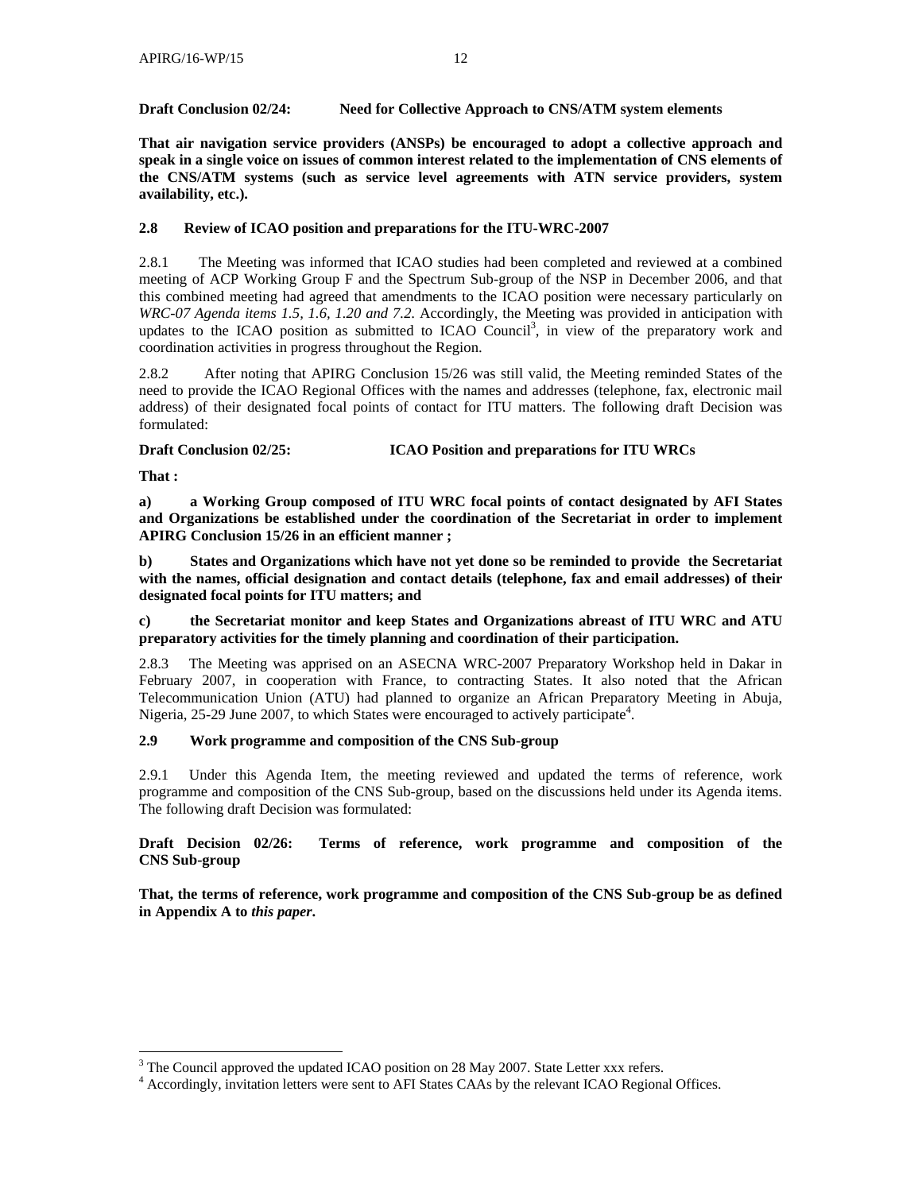**Draft Conclusion 02/24: Need for Collective Approach to CNS/ATM system elements**

**That air navigation service providers (ANSPs) be encouraged to adopt a collective approach and speak in a single voice on issues of common interest related to the implementation of CNS elements of the CNS/ATM systems (such as service level agreements with ATN service providers, system availability, etc.).**

### 2.8 Review of ICAO position and preparations for the ITU-WRC-2007

2.8.1 The Meeting was informed that ICAO studies had been completed and reviewed at a combined meeting of ACP Working Group F and the Spectrum Sub-group of the NSP in December 2006, and that this combined meeting had agreed that amendments to the ICAO position were necessary particularly on *WRC-07 Agenda items 1.5, 1.6, 1.20 and 7.2.* Accordingly, the Meeting was provided in anticipation with updates to the ICAO position as submitted to ICAO Council[3], in view of the preparatory work and coordination activities in progress throughout the Region.

2.8.2 After noting that APIRG Conclusion 15/26 was still valid, the Meeting reminded States of the need to provide the ICAO Regional Offices with the names and addresses (telephone, fax, electronic mail address) of their designated focal points of contact for ITU matters. The following draft Decision was formulated:

**Draft Conclusion 02/25: ICAO Position and preparations for ITU WRCs**

**That :**

**a) a Working Group composed of ITU WRC focal points of contact designated by AFI States and Organizations be established under the coordination of the Secretariat in order to implement APIRG Conclusion 15/26 in an efficient manner ;**

**b) States and Organizations which have not yet done so be reminded to provide the Secretariat with the names, official designation and contact details (telephone, fax and email addresses) of their designated focal points for ITU matters; and**

**c) the Secretariat monitor and keep States and Organizations abreast of ITU WRC and ATU preparatory activities for the timely planning and coordination of their participation.**

2.8.3 The Meeting was apprised on an ASECNA WRC-2007 Preparatory Workshop held in Dakar in February 2007, in cooperation with France, to contracting States. It also noted that the African Telecommunication Union (ATU) had planned to organize an African Preparatory Meeting in Abuja, Nigeria, 25-29 June 2007, to which States were encouraged to actively participate[4].

### 2.9 Work programme and composition of the CNS Sub-group

2.9.1 Under this Agenda Item, the meeting reviewed and updated the terms of reference, work programme and composition of the CNS Sub-group, based on the discussions held under its Agenda items. The following draft Decision was formulated:

**Draft Decision 02/26: Terms of reference, work programme and composition of the CNS Sub-group**

**That, the terms of reference, work programme and composition of the CNS Sub-group be as defined in Appendix A to *this paper*.**

---

[3] The Council approved the updated ICAO position on 28 May 2007. State Letter xxx refers.

[4] Accordingly, invitation letters were sent to AFI States CAAs by the relevant ICAO Regional Offices.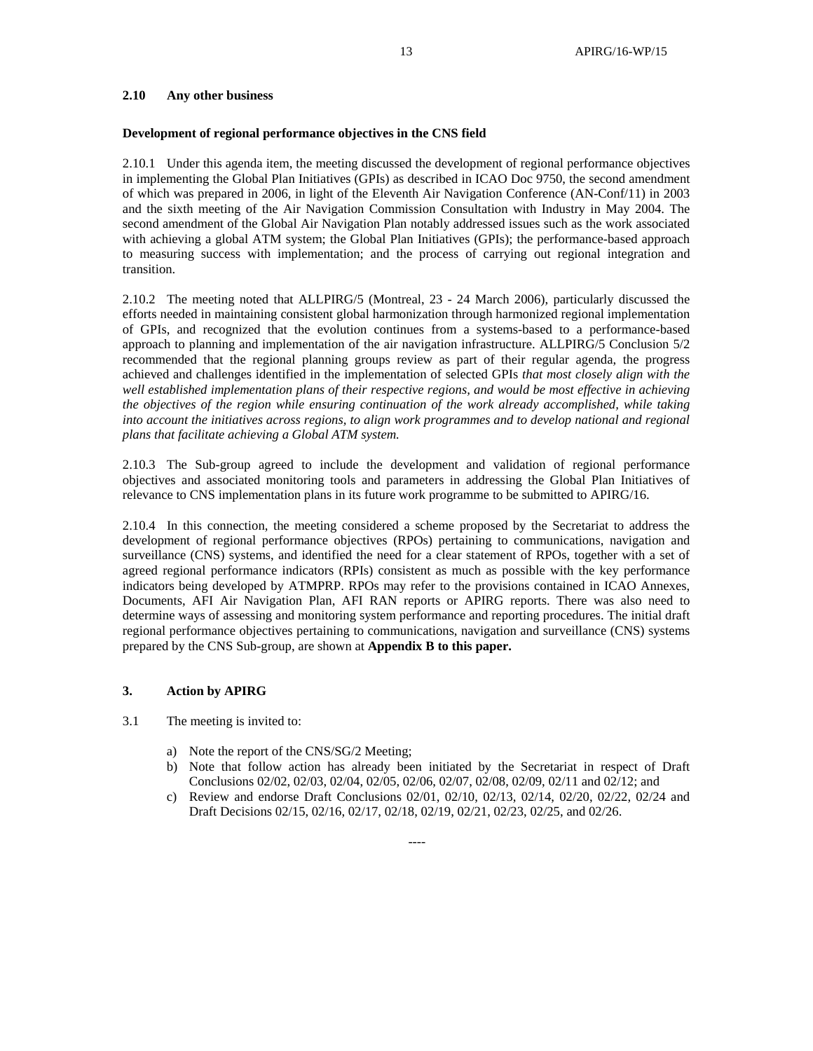### 2.10 Any other business

**Development of regional performance objectives in the CNS field**

2.10.1 Under this agenda item, the meeting discussed the development of regional performance objectives in implementing the Global Plan Initiatives (GPIs) as described in ICAO Doc 9750, the second amendment of which was prepared in 2006, in light of the Eleventh Air Navigation Conference (AN-Conf/11) in 2003 and the sixth meeting of the Air Navigation Commission Consultation with Industry in May 2004. The second amendment of the Global Air Navigation Plan notably addressed issues such as the work associated with achieving a global ATM system; the Global Plan Initiatives (GPIs); the performance-based approach to measuring success with implementation; and the process of carrying out regional integration and transition.

2.10.2 The meeting noted that ALLPIRG/5 (Montreal, 23 - 24 March 2006), particularly discussed the efforts needed in maintaining consistent global harmonization through harmonized regional implementation of GPIs, and recognized that the evolution continues from a systems-based to a performance-based approach to planning and implementation of the air navigation infrastructure. ALLPIRG/5 Conclusion 5/2 recommended that the regional planning groups review as part of their regular agenda, the progress achieved and challenges identified in the implementation of selected GPIs *that most closely align with the well established implementation plans of their respective regions, and would be most effective in achieving the objectives of the region while ensuring continuation of the work already accomplished, while taking into account the initiatives across regions, to align work programmes and to develop national and regional plans that facilitate achieving a Global ATM system.*

2.10.3 The Sub-group agreed to include the development and validation of regional performance objectives and associated monitoring tools and parameters in addressing the Global Plan Initiatives of relevance to CNS implementation plans in its future work programme to be submitted to APIRG/16.

2.10.4 In this connection, the meeting considered a scheme proposed by the Secretariat to address the development of regional performance objectives (RPOs) pertaining to communications, navigation and surveillance (CNS) systems, and identified the need for a clear statement of RPOs, together with a set of agreed regional performance indicators (RPIs) consistent as much as possible with the key performance indicators being developed by ATMPRP. RPOs may refer to the provisions contained in ICAO Annexes, Documents, AFI Air Navigation Plan, AFI RAN reports or APIRG reports. There was also need to determine ways of assessing and monitoring system performance and reporting procedures. The initial draft regional performance objectives pertaining to communications, navigation and surveillance (CNS) systems prepared by the CNS Sub-group, are shown at **Appendix B to this paper.**

## 3. Action by APIRG

3.1 The meeting is invited to:

a) Note the report of the CNS/SG/2 Meeting;
b) Note that follow action has already been initiated by the Secretariat in respect of Draft Conclusions 02/02, 02/03, 02/04, 02/05, 02/06, 02/07, 02/08, 02/09, 02/11 and 02/12; and
c) Review and endorse Draft Conclusions 02/01, 02/10, 02/13, 02/14, 02/20, 02/22, 02/24 and Draft Decisions 02/15, 02/16, 02/17, 02/18, 02/19, 02/21, 02/23, 02/25, and 02/26.

----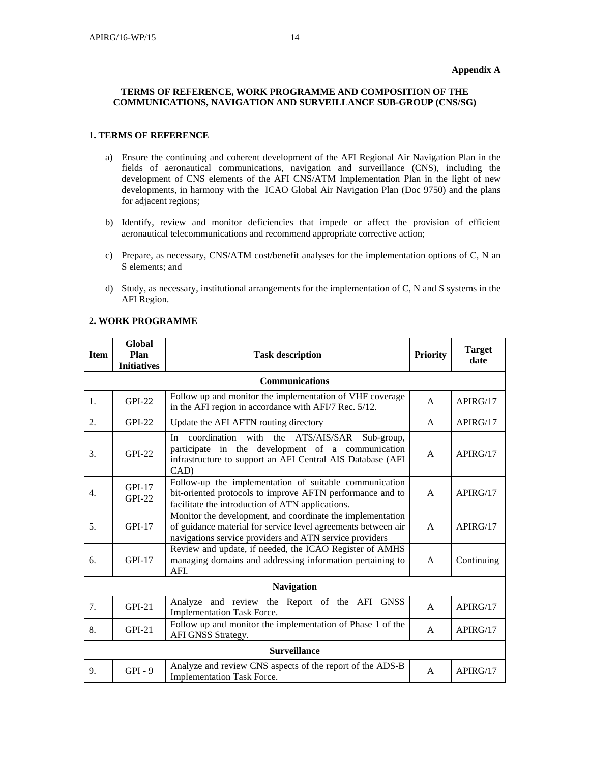**Appendix A**

**TERMS OF REFERENCE, WORK PROGRAMME AND COMPOSITION OF THE COMMUNICATIONS, NAVIGATION AND SURVEILLANCE SUB-GROUP (CNS/SG)**

**1. TERMS OF REFERENCE**

a) Ensure the continuing and coherent development of the AFI Regional Air Navigation Plan in the fields of aeronautical communications, navigation and surveillance (CNS), including the development of CNS elements of the AFI CNS/ATM Implementation Plan in the light of new developments, in harmony with the ICAO Global Air Navigation Plan (Doc 9750) and the plans for adjacent regions;

b) Identify, review and monitor deficiencies that impede or affect the provision of efficient aeronautical telecommunications and recommend appropriate corrective action;

c) Prepare, as necessary, CNS/ATM cost/benefit analyses for the implementation options of C, N an S elements; and

d) Study, as necessary, institutional arrangements for the implementation of C, N and S systems in the AFI Region.

**2. WORK PROGRAMME**

| Item | Global Plan Initiatives | Task description | Priority | Target date |
|---|---|---|---|---|
| **Communications** | | | | |
| 1. | GPI-22 | Follow up and monitor the implementation of VHF coverage in the AFI region in accordance with AFI/7 Rec. 5/12. | A | APIRG/17 |
| 2. | GPI-22 | Update the AFI AFTN routing directory | A | APIRG/17 |
| 3. | GPI-22 | In coordination with the ATS/AIS/SAR Sub-group, participate in the development of a communication infrastructure to support an AFI Central AIS Database (AFI CAD) | A | APIRG/17 |
| 4. | GPI-17 GPI-22 | Follow-up the implementation of suitable communication bit-oriented protocols to improve AFTN performance and to facilitate the introduction of ATN applications. | A | APIRG/17 |
| 5. | GPI-17 | Monitor the development, and coordinate the implementation of guidance material for service level agreements between air navigations service providers and ATN service providers | A | APIRG/17 |
| 6. | GPI-17 | Review and update, if needed, the ICAO Register of AMHS managing domains and addressing information pertaining to AFI. | A | Continuing |
| **Navigation** | | | | |
| 7. | GPI-21 | Analyze and review the Report of the AFI GNSS Implementation Task Force. | A | APIRG/17 |
| 8. | GPI-21 | Follow up and monitor the implementation of Phase 1 of the AFI GNSS Strategy. | A | APIRG/17 |
| **Surveillance** | | | | |
| 9. | GPI - 9 | Analyze and review CNS aspects of the report of the ADS-B Implementation Task Force. | A | APIRG/17 |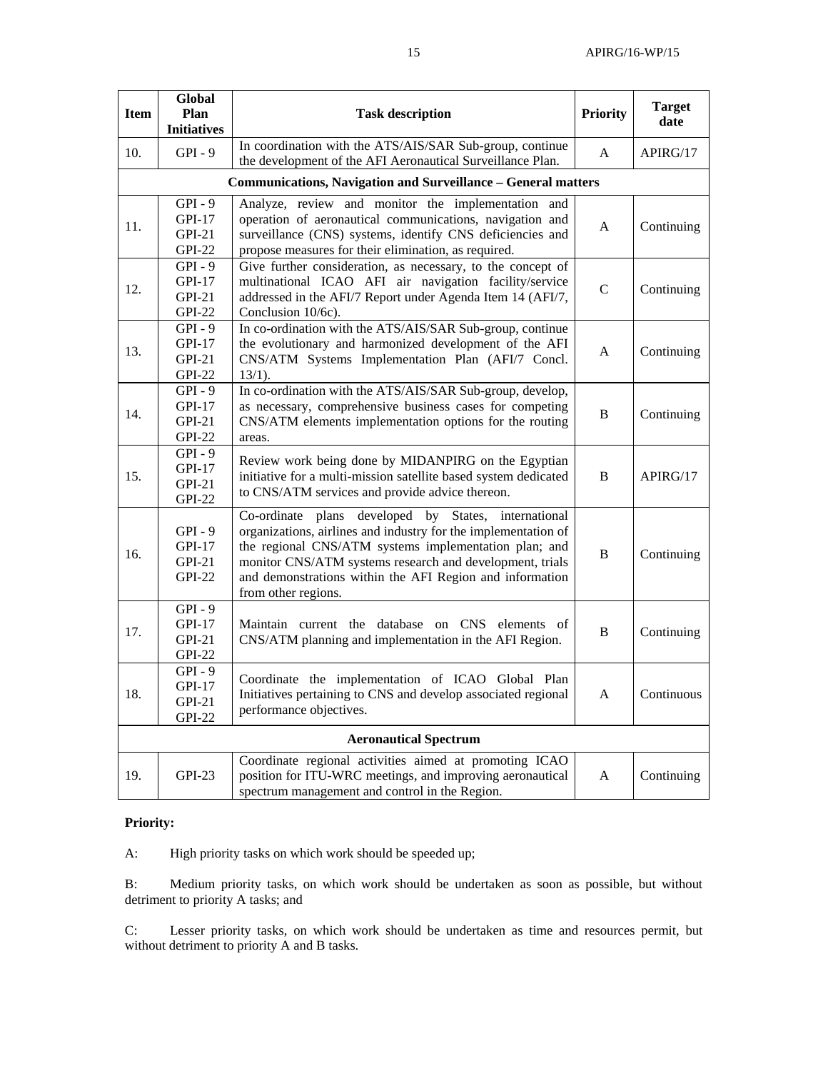| Item | Global Plan Initiatives | Task description | Priority | Target date |
|---|---|---|---|---|
| 10. | GPI - 9 | In coordination with the ATS/AIS/SAR Sub-group, continue the development of the AFI Aeronautical Surveillance Plan. | A | APIRG/17 |
| **Communications, Navigation and Surveillance – General matters** | | | | |
| 11. | GPI - 9 GPI-17 GPI-21 GPI-22 | Analyze, review and monitor the implementation and operation of aeronautical communications, navigation and surveillance (CNS) systems, identify CNS deficiencies and propose measures for their elimination, as required. | A | Continuing |
| 12. | GPI - 9 GPI-17 GPI-21 GPI-22 | Give further consideration, as necessary, to the concept of multinational ICAO AFI air navigation facility/service addressed in the AFI/7 Report under Agenda Item 14 (AFI/7, Conclusion 10/6c). | C | Continuing |
| 13. | GPI - 9 GPI-17 GPI-21 GPI-22 | In co-ordination with the ATS/AIS/SAR Sub-group, continue the evolutionary and harmonized development of the AFI CNS/ATM Systems Implementation Plan (AFI/7 Concl. 13/1). | A | Continuing |
| 14. | GPI - 9 GPI-17 GPI-21 GPI-22 | In co-ordination with the ATS/AIS/SAR Sub-group, develop, as necessary, comprehensive business cases for competing CNS/ATM elements implementation options for the routing areas. | B | Continuing |
| 15. | GPI - 9 GPI-17 GPI-21 GPI-22 | Review work being done by MIDANPIRG on the Egyptian initiative for a multi-mission satellite based system dedicated to CNS/ATM services and provide advice thereon. | B | APIRG/17 |
| 16. | GPI - 9 GPI-17 GPI-21 GPI-22 | Co-ordinate plans developed by States, international organizations, airlines and industry for the implementation of the regional CNS/ATM systems implementation plan; and monitor CNS/ATM systems research and development, trials and demonstrations within the AFI Region and information from other regions. | B | Continuing |
| 17. | GPI - 9 GPI-17 GPI-21 GPI-22 | Maintain current the database on CNS elements of CNS/ATM planning and implementation in the AFI Region. | B | Continuing |
| 18. | GPI - 9 GPI-17 GPI-21 GPI-22 | Coordinate the implementation of ICAO Global Plan Initiatives pertaining to CNS and develop associated regional performance objectives. | A | Continuous |
| **Aeronautical Spectrum** | | | | |
| 19. | GPI-23 | Coordinate regional activities aimed at promoting ICAO position for ITU-WRC meetings, and improving aeronautical spectrum management and control in the Region. | A | Continuing |

**Priority:**

A: High priority tasks on which work should be speeded up;

B: Medium priority tasks, on which work should be undertaken as soon as possible, but without detriment to priority A tasks; and

C: Lesser priority tasks, on which work should be undertaken as time and resources permit, but without detriment to priority A and B tasks.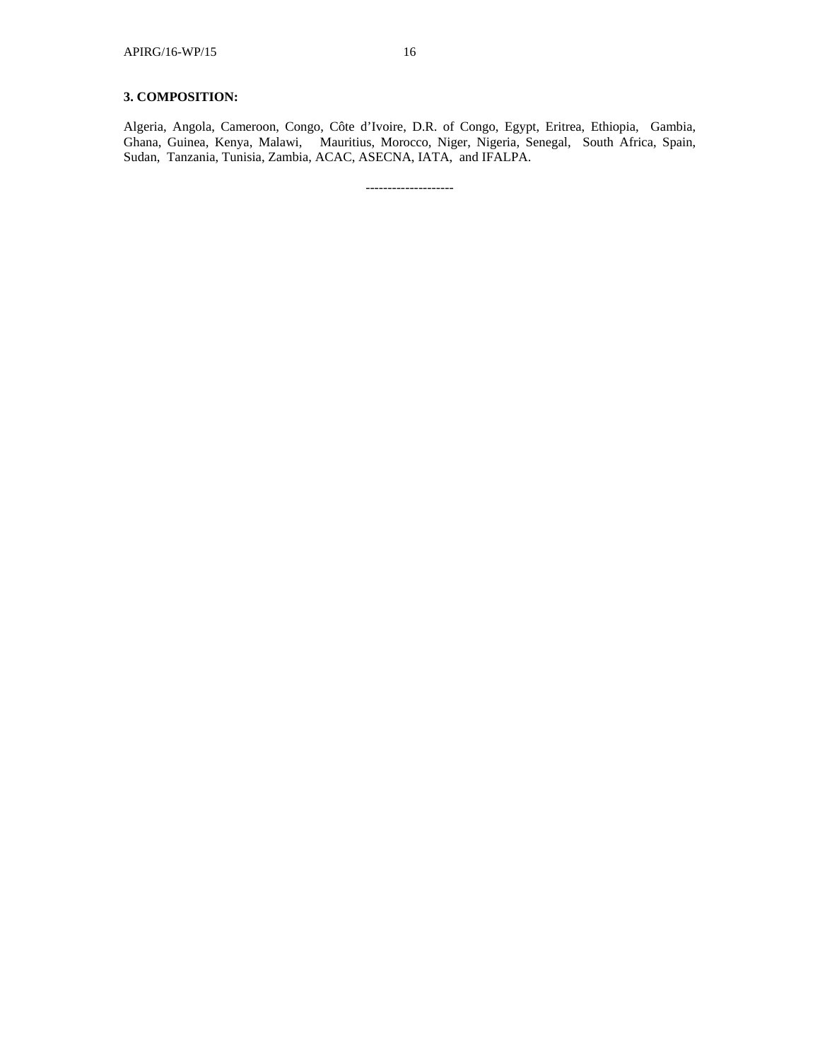**3. COMPOSITION:**

Algeria, Angola, Cameroon, Congo, Côte d'Ivoire, D.R. of Congo, Egypt, Eritrea, Ethiopia, Gambia, Ghana, Guinea, Kenya, Malawi, Mauritius, Morocco, Niger, Nigeria, Senegal, South Africa, Spain, Sudan, Tanzania, Tunisia, Zambia, ACAC, ASECNA, IATA, and IFALPA.

--------------------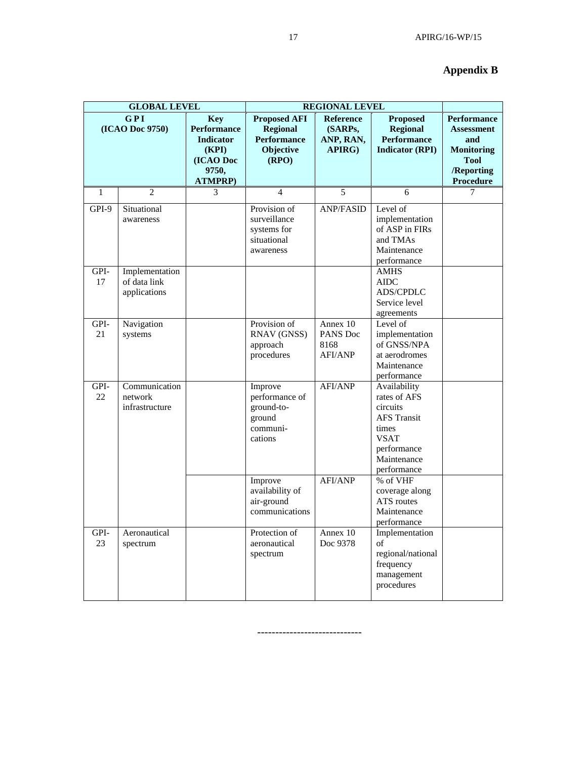## Appendix B

| GLOBAL LEVEL | | | REGIONAL LEVEL | | | |
|---|---|---|---|---|---|---|
| GPI (ICAO Doc 9750) | | Key Performance Indicator (KPI) (ICAO Doc 9750, ATMPRP) | Proposed AFI Regional Performance Objective (RPO) | Reference (SARPs, ANP, RAN, APIRG) | Proposed Regional Performance Indicator (RPI) | Performance Assessment and Monitoring Tool /Reporting Procedure |
| 1 | 2 | 3 | 4 | 5 | 6 | 7 |
| GPI-9 | Situational awareness | | Provision of surveillance systems for situational awareness | ANP/FASID | Level of implementation of ASP in FIRs and TMAs<br>Maintenance performance | |
| GPI-17 | Implementation of data link applications | | | | AMHS<br>AIDC<br>ADS/CPDLC<br>Service level agreements | |
| GPI-21 | Navigation systems | | Provision of RNAV (GNSS) approach procedures | Annex 10<br>PANS Doc 8168<br>AFI/ANP | Level of implementation of GNSS/NPA at aerodromes<br>Maintenance performance | |
| GPI-22 | Communication network infrastructure | | Improve performance of ground-to-ground communi-cations | AFI/ANP | Availability rates of AFS circuits<br>AFS Transit times<br>VSAT performance<br>Maintenance performance | |
| | | | Improve availability of air-ground communications | AFI/ANP | % of VHF coverage along ATS routes<br>Maintenance performance | |
| GPI-23 | Aeronautical spectrum | | Protection of aeronautical spectrum | Annex 10<br>Doc 9378 | Implementation of regional/national frequency management procedures | |

----------------------------